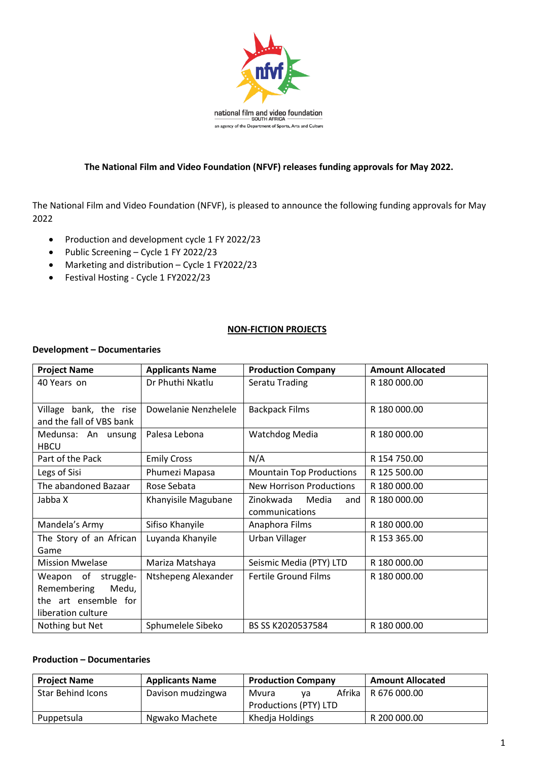national film and video foundation
SOUTH AFRICA
an agency of the Department of Sports, Arts and Culture

**The National Film and Video Foundation (NFVF) releases funding approvals for May 2022.**

The National Film and Video Foundation (NFVF), is pleased to announce the following funding approvals for May 2022

- Production and development cycle 1 FY 2022/23
- Public Screening – Cycle 1 FY 2022/23
- Marketing and distribution – Cycle 1 FY2022/23
- Festival Hosting - Cycle 1 FY2022/23

## NON-FICTION PROJECTS

### Development – Documentaries

| Project Name | Applicants Name | Production Company | Amount Allocated |
|---|---|---|---|
| 40 Years on | Dr Phuthi Nkatlu | Seratu Trading | R 180 000.00 |
| Village bank, the rise and the fall of VBS bank | Dowelanie Nenzhelele | Backpack Films | R 180 000.00 |
| Medunsa: An unsung HBCU | Palesa Lebona | Watchdog Media | R 180 000.00 |
| Part of the Pack | Emily Cross | N/A | R 154 750.00 |
| Legs of Sisi | Phumezi Mapasa | Mountain Top Productions | R 125 500.00 |
| The abandoned Bazaar | Rose Sebata | New Horrison Productions | R 180 000.00 |
| Jabba X | Khanyisile Magubane | Zinokwada Media and communications | R 180 000.00 |
| Mandela's Army | Sifiso Khanyile | Anaphora Films | R 180 000.00 |
| The Story of an African Game | Luyanda Khanyile | Urban Villager | R 153 365.00 |
| Mission Mwelase | Mariza Matshaya | Seismic Media (PTY) LTD | R 180 000.00 |
| Weapon of struggle-Remembering Medu, the art ensemble for liberation culture | Ntshepeng Alexander | Fertile Ground Films | R 180 000.00 |
| Nothing but Net | Sphumelele Sibeko | BS SS K2020537584 | R 180 000.00 |

### Production – Documentaries

| Project Name | Applicants Name | Production Company | Amount Allocated |
|---|---|---|---|
| Star Behind Icons | Davison mudzingwa | Mvura ya Afrika Productions (PTY) LTD | R 676 000.00 |
| Puppetsula | Ngwako Machete | Khedja Holdings | R 200 000.00 |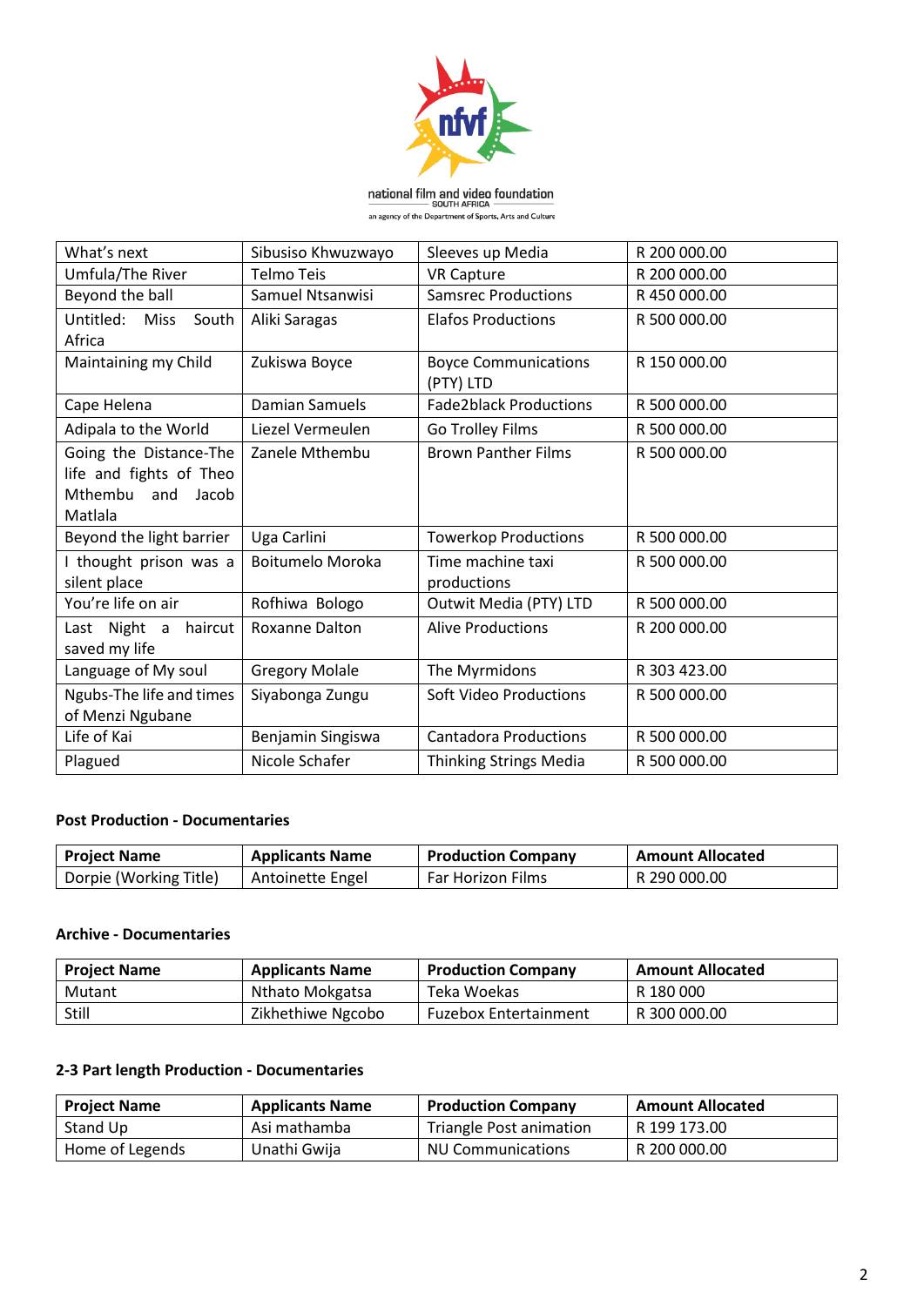| | | | |
|---|---|---|---|
| What's next | Sibusiso Khwuzwayo | Sleeves up Media | R 200 000.00 |
| Umfula/The River | Telmo Teis | VR Capture | R 200 000.00 |
| Beyond the ball | Samuel Ntsanwisi | Samsrec Productions | R 450 000.00 |
| Untitled: Miss South Africa | Aliki Saragas | Elafos Productions | R 500 000.00 |
| Maintaining my Child | Zukiswa Boyce | Boyce Communications (PTY) LTD | R 150 000.00 |
| Cape Helena | Damian Samuels | Fade2black Productions | R 500 000.00 |
| Adipala to the World | Liezel Vermeulen | Go Trolley Films | R 500 000.00 |
| Going the Distance-The life and fights of Theo Mthembu and Jacob Matlala | Zanele Mthembu | Brown Panther Films | R 500 000.00 |
| Beyond the light barrier | Uga Carlini | Towerkop Productions | R 500 000.00 |
| I thought prison was a silent place | Boitumelo Moroka | Time machine taxi productions | R 500 000.00 |
| You're life on air | Rofhiwa Bologo | Outwit Media (PTY) LTD | R 500 000.00 |
| Last Night a haircut saved my life | Roxanne Dalton | Alive Productions | R 200 000.00 |
| Language of My soul | Gregory Molale | The Myrmidons | R 303 423.00 |
| Ngubs-The life and times of Menzi Ngubane | Siyabonga Zungu | Soft Video Productions | R 500 000.00 |
| Life of Kai | Benjamin Singiswa | Cantadora Productions | R 500 000.00 |
| Plagued | Nicole Schafer | Thinking Strings Media | R 500 000.00 |

**Post Production - Documentaries**

| Project Name | Applicants Name | Production Company | Amount Allocated |
|---|---|---|---|
| Dorpie (Working Title) | Antoinette Engel | Far Horizon Films | R 290 000.00 |

**Archive - Documentaries**

| Project Name | Applicants Name | Production Company | Amount Allocated |
|---|---|---|---|
| Mutant | Nthato Mokgatsa | Teka Woekas | R 180 000 |
| Still | Zikhethiwe Ngcobo | Fuzebox Entertainment | R 300 000.00 |

**2-3 Part length Production - Documentaries**

| Project Name | Applicants Name | Production Company | Amount Allocated |
|---|---|---|---|
| Stand Up | Asi mathamba | Triangle Post animation | R 199 173.00 |
| Home of Legends | Unathi Gwija | NU Communications | R 200 000.00 |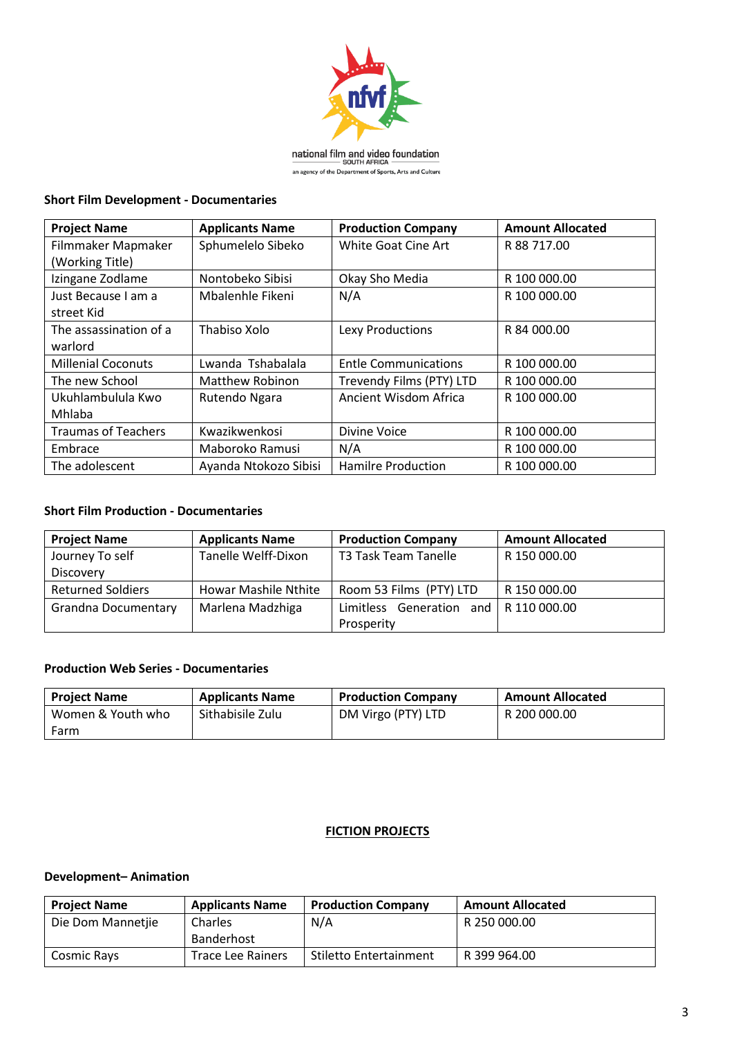national film and video foundation
SOUTH AFRICA
an agency of the Department of Sports, Arts and Culture

**Short Film Development - Documentaries**

| Project Name | Applicants Name | Production Company | Amount Allocated |
|---|---|---|---|
| Filmmaker Mapmaker (Working Title) | Sphumelelo Sibeko | White Goat Cine Art | R 88 717.00 |
| Izingane Zodlame | Nontobeko Sibisi | Okay Sho Media | R 100 000.00 |
| Just Because I am a street Kid | Mbalenhle Fikeni | N/A | R 100 000.00 |
| The assassination of a warlord | Thabiso Xolo | Lexy Productions | R 84 000.00 |
| Millenial Coconuts | Lwanda Tshabalala | Entle Communications | R 100 000.00 |
| The new School | Matthew Robinon | Trevendy Films (PTY) LTD | R 100 000.00 |
| Ukuhlambulula Kwo Mhlaba | Rutendo Ngara | Ancient Wisdom Africa | R 100 000.00 |
| Traumas of Teachers | Kwazikwenkosi | Divine Voice | R 100 000.00 |
| Embrace | Maboroko Ramusi | N/A | R 100 000.00 |
| The adolescent | Ayanda Ntokozo Sibisi | Hamilre Production | R 100 000.00 |

**Short Film Production - Documentaries**

| Project Name | Applicants Name | Production Company | Amount Allocated |
|---|---|---|---|
| Journey To self Discovery | Tanelle Welff-Dixon | T3 Task Team Tanelle | R 150 000.00 |
| Returned Soldiers | Howar Mashile Nthite | Room 53 Films (PTY) LTD | R 150 000.00 |
| Grandna Documentary | Marlena Madzhiga | Limitless Generation and Prosperity | R 110 000.00 |

**Production Web Series - Documentaries**

| Project Name | Applicants Name | Production Company | Amount Allocated |
|---|---|---|---|
| Women & Youth who Farm | Sithabisile Zulu | DM Virgo (PTY) LTD | R 200 000.00 |

**FICTION PROJECTS**

**Development– Animation**

| Project Name | Applicants Name | Production Company | Amount Allocated |
|---|---|---|---|
| Die Dom Mannetjie | Charles Banderhost | N/A | R 250 000.00 |
| Cosmic Rays | Trace Lee Rainers | Stiletto Entertainment | R 399 964.00 |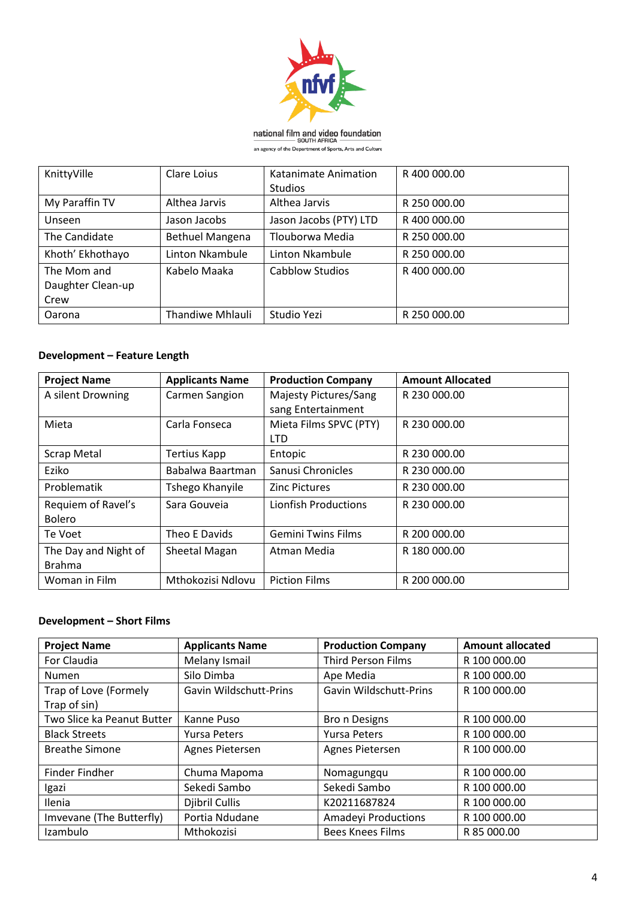national film and video foundation
SOUTH AFRICA
an agency of the Department of Sports, Arts and Culture

| | | | |
|---|---|---|---|
| KnittyVille | Clare Loius | Katanimate Animation Studios | R 400 000.00 |
| My Paraffin TV | Althea Jarvis | Althea Jarvis | R 250 000.00 |
| Unseen | Jason Jacobs | Jason Jacobs (PTY) LTD | R 400 000.00 |
| The Candidate | Bethuel Mangena | Tlouborwa Media | R 250 000.00 |
| Khoth' Ekhothayo | Linton Nkambule | Linton Nkambule | R 250 000.00 |
| The Mom and Daughter Clean-up Crew | Kabelo Maaka | Cabblow Studios | R 400 000.00 |
| Oarona | Thandiwe Mhlauli | Studio Yezi | R 250 000.00 |

**Development – Feature Length**

| Project Name | Applicants Name | Production Company | Amount Allocated |
|---|---|---|---|
| A silent Drowning | Carmen Sangion | Majesty Pictures/Sang sang Entertainment | R 230 000.00 |
| Mieta | Carla Fonseca | Mieta Films SPVC (PTY) LTD | R 230 000.00 |
| Scrap Metal | Tertius Kapp | Entopic | R 230 000.00 |
| Eziko | Babalwa Baartman | Sanusi Chronicles | R 230 000.00 |
| Problematik | Tshego Khanyile | Zinc Pictures | R 230 000.00 |
| Requiem of Ravel's Bolero | Sara Gouveia | Lionfish Productions | R 230 000.00 |
| Te Voet | Theo E Davids | Gemini Twins Films | R 200 000.00 |
| The Day and Night of Brahma | Sheetal Magan | Atman Media | R 180 000.00 |
| Woman in Film | Mthokozisi Ndlovu | Piction Films | R 200 000.00 |

**Development – Short Films**

| Project Name | Applicants Name | Production Company | Amount allocated |
|---|---|---|---|
| For Claudia | Melany Ismail | Third Person Films | R 100 000.00 |
| Numen | Silo Dimba | Ape Media | R 100 000.00 |
| Trap of Love (Formely Trap of sin) | Gavin Wildschutt-Prins | Gavin Wildschutt-Prins | R 100 000.00 |
| Two Slice ka Peanut Butter | Kanne Puso | Bro n Designs | R 100 000.00 |
| Black Streets | Yursa Peters | Yursa Peters | R 100 000.00 |
| Breathe Simone | Agnes Pietersen | Agnes Pietersen | R 100 000.00 |
| Finder Findher | Chuma Mapoma | Nomagungqu | R 100 000.00 |
| Igazi | Sekedi Sambo | Sekedi Sambo | R 100 000.00 |
| Ilenia | Djibril Cullis | K20211687824 | R 100 000.00 |
| Imvevane (The Butterfly) | Portia Ndudane | Amadeyi Productions | R 100 000.00 |
| Izambulo | Mthokozisi | Bees Knees Films | R 85 000.00 |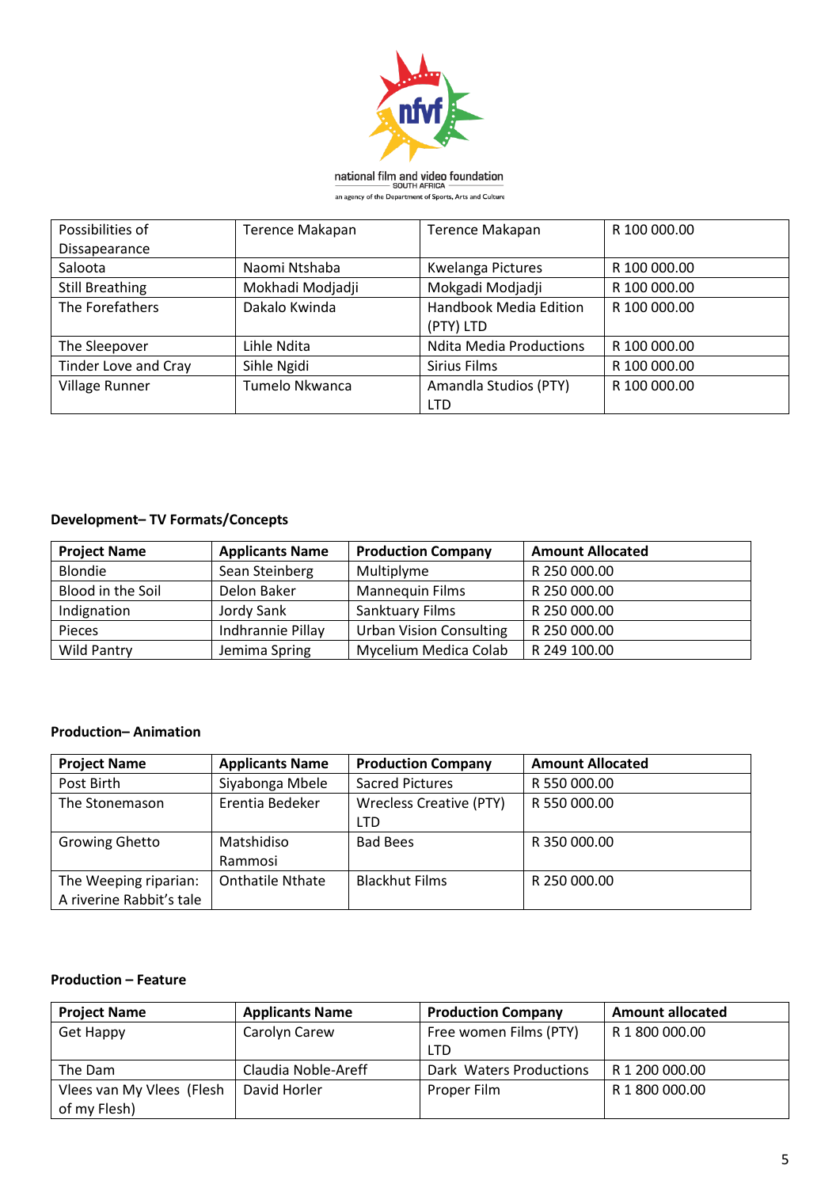national film and video foundation
SOUTH AFRICA
an agency of the Department of Sports, Arts and Culture

| | | | |
|---|---|---|---|
| Possibilities of Dissapearance | Terence Makapan | Terence Makapan | R 100 000.00 |
| Saloota | Naomi Ntshaba | Kwelanga Pictures | R 100 000.00 |
| Still Breathing | Mokhadi Modjadji | Mokgadi Modjadji | R 100 000.00 |
| The Forefathers | Dakalo Kwinda | Handbook Media Edition (PTY) LTD | R 100 000.00 |
| The Sleepover | Lihle Ndita | Ndita Media Productions | R 100 000.00 |
| Tinder Love and Cray | Sihle Ngidi | Sirius Films | R 100 000.00 |
| Village Runner | Tumelo Nkwanca | Amandla Studios (PTY) LTD | R 100 000.00 |

**Development– TV Formats/Concepts**

| Project Name | Applicants Name | Production Company | Amount Allocated |
|---|---|---|---|
| Blondie | Sean Steinberg | Multiplyme | R 250 000.00 |
| Blood in the Soil | Delon Baker | Mannequin Films | R 250 000.00 |
| Indignation | Jordy Sank | Sanktuary Films | R 250 000.00 |
| Pieces | Indhrannie Pillay | Urban Vision Consulting | R 250 000.00 |
| Wild Pantry | Jemima Spring | Mycelium Medica Colab | R 249 100.00 |

**Production– Animation**

| Project Name | Applicants Name | Production Company | Amount Allocated |
|---|---|---|---|
| Post Birth | Siyabonga Mbele | Sacred Pictures | R 550 000.00 |
| The Stonemason | Erentia Bedeker | Wrecless Creative (PTY) LTD | R 550 000.00 |
| Growing Ghetto | Matshidiso Rammosi | Bad Bees | R 350 000.00 |
| The Weeping riparian: A riverine Rabbit's tale | Onthatile Nthate | Blackhut Films | R 250 000.00 |

**Production – Feature**

| Project Name | Applicants Name | Production Company | Amount allocated |
|---|---|---|---|
| Get Happy | Carolyn Carew | Free women Films (PTY) LTD | R 1 800 000.00 |
| The Dam | Claudia Noble-Areff | Dark Waters Productions | R 1 200 000.00 |
| Vlees van My Vlees (Flesh of my Flesh) | David Horler | Proper Film | R 1 800 000.00 |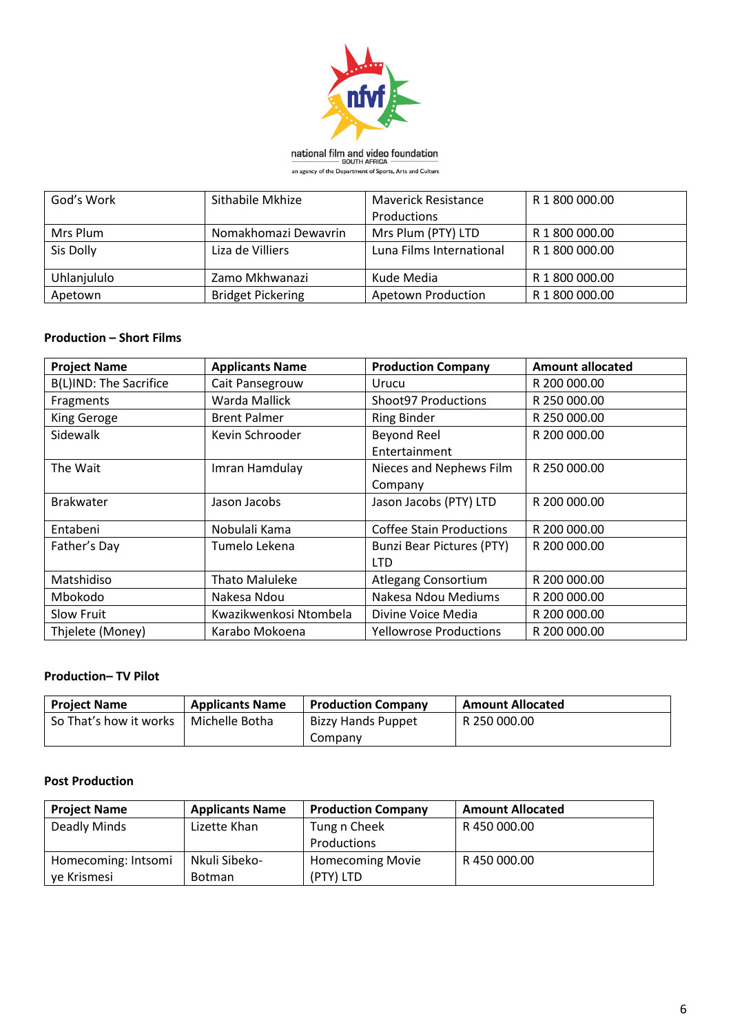national film and video foundation
SOUTH AFRICA
an agency of the Department of Sports, Arts and Culture

| | | | |
|---|---|---|---|
| God's Work | Sithabile Mkhize | Maverick Resistance Productions | R 1 800 000.00 |
| Mrs Plum | Nomakhomazi Dewavrin | Mrs Plum (PTY) LTD | R 1 800 000.00 |
| Sis Dolly | Liza de Villiers | Luna Films International | R 1 800 000.00 |
| Uhlanjululo | Zamo Mkhwanazi | Kude Media | R 1 800 000.00 |
| Apetown | Bridget Pickering | Apetown Production | R 1 800 000.00 |

**Production – Short Films**

| Project Name | Applicants Name | Production Company | Amount allocated |
|---|---|---|---|
| B(L)IND: The Sacrifice | Cait Pansegrouw | Urucu | R 200 000.00 |
| Fragments | Warda Mallick | Shoot97 Productions | R 250 000.00 |
| King Geroge | Brent Palmer | Ring Binder | R 250 000.00 |
| Sidewalk | Kevin Schrooder | Beyond Reel Entertainment | R 200 000.00 |
| The Wait | Imran Hamdulay | Nieces and Nephews Film Company | R 250 000.00 |
| Brakwater | Jason Jacobs | Jason Jacobs (PTY) LTD | R 200 000.00 |
| Entabeni | Nobulali Kama | Coffee Stain Productions | R 200 000.00 |
| Father's Day | Tumelo Lekena | Bunzi Bear Pictures (PTY) LTD | R 200 000.00 |
| Matshidiso | Thato Maluleke | Atlegang Consortium | R 200 000.00 |
| Mbokodo | Nakesa Ndou | Nakesa Ndou Mediums | R 200 000.00 |
| Slow Fruit | Kwazikwenkosi Ntombela | Divine Voice Media | R 200 000.00 |
| Thjelete (Money) | Karabo Mokoena | Yellowrose Productions | R 200 000.00 |

**Production– TV Pilot**

| Project Name | Applicants Name | Production Company | Amount Allocated |
|---|---|---|---|
| So That's how it works | Michelle Botha | Bizzy Hands Puppet Company | R 250 000.00 |

**Post Production**

| Project Name | Applicants Name | Production Company | Amount Allocated |
|---|---|---|---|
| Deadly Minds | Lizette Khan | Tung n Cheek Productions | R 450 000.00 |
| Homecoming: Intsomi ye Krismesi | Nkuli Sibeko-Botman | Homecoming Movie (PTY) LTD | R 450 000.00 |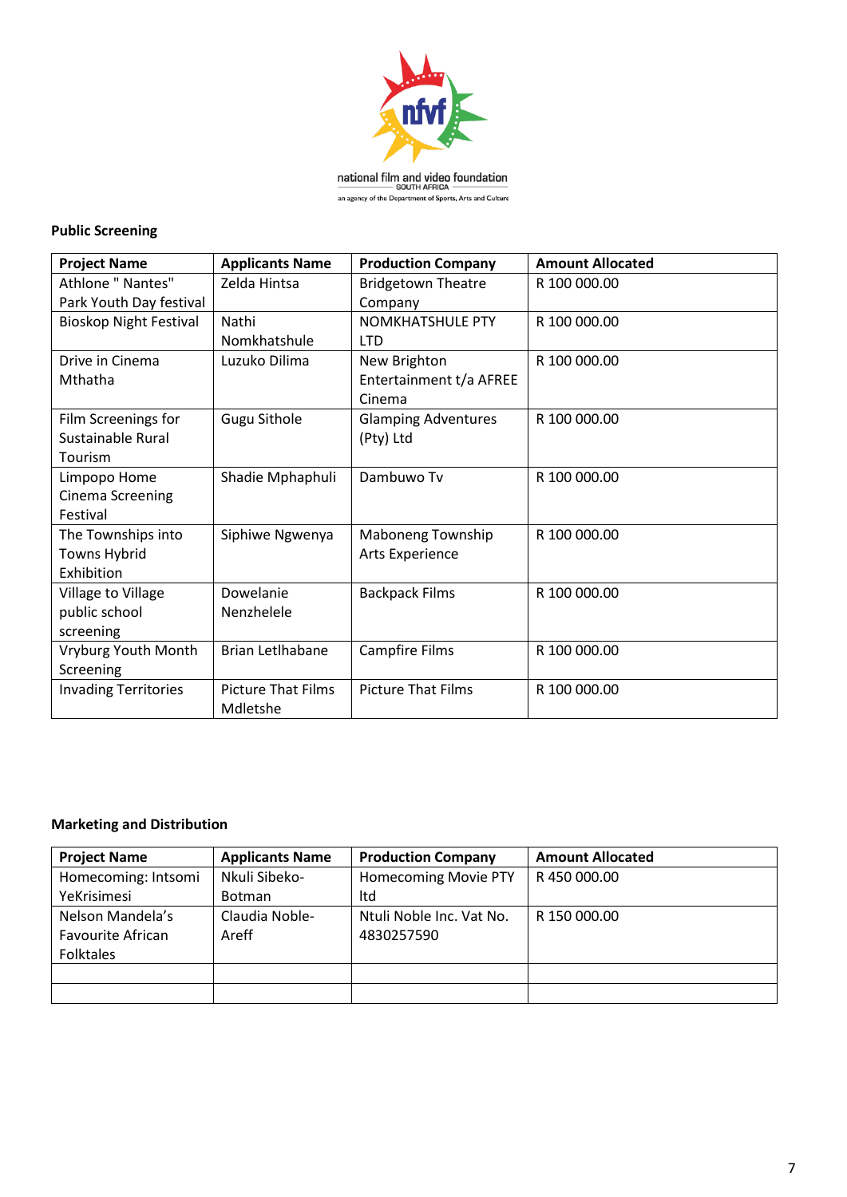national film and video foundation
SOUTH AFRICA
an agency of the Department of Sports, Arts and Culture

**Public Screening**

| Project Name | Applicants Name | Production Company | Amount Allocated |
|---|---|---|---|
| Athlone " Nantes" Park Youth Day festival | Zelda Hintsa | Bridgetown Theatre Company | R 100 000.00 |
| Bioskop Night Festival | Nathi Nomkhatshule | NOMKHATSHULE PTY LTD | R 100 000.00 |
| Drive in Cinema Mthatha | Luzuko Dilima | New Brighton Entertainment t/a AFREE Cinema | R 100 000.00 |
| Film Screenings for Sustainable Rural Tourism | Gugu Sithole | Glamping Adventures (Pty) Ltd | R 100 000.00 |
| Limpopo Home Cinema Screening Festival | Shadie Mphaphuli | Dambuwo Tv | R 100 000.00 |
| The Townships into Towns Hybrid Exhibition | Siphiwe Ngwenya | Maboneng Township Arts Experience | R 100 000.00 |
| Village to Village public school screening | Dowelanie Nenzhelele | Backpack Films | R 100 000.00 |
| Vryburg Youth Month Screening | Brian Letlhabane | Campfire Films | R 100 000.00 |
| Invading Territories | Picture That Films Mdletshe | Picture That Films | R 100 000.00 |

**Marketing and Distribution**

| Project Name | Applicants Name | Production Company | Amount Allocated |
|---|---|---|---|
| Homecoming: Intsomi YeKrisimesi | Nkuli Sibeko-Botman | Homecoming Movie PTY ltd | R 450 000.00 |
| Nelson Mandela's Favourite African Folktales | Claudia Noble-Areff | Ntuli Noble Inc. Vat No. 4830257590 | R 150 000.00 |
| | | | |
| | | | |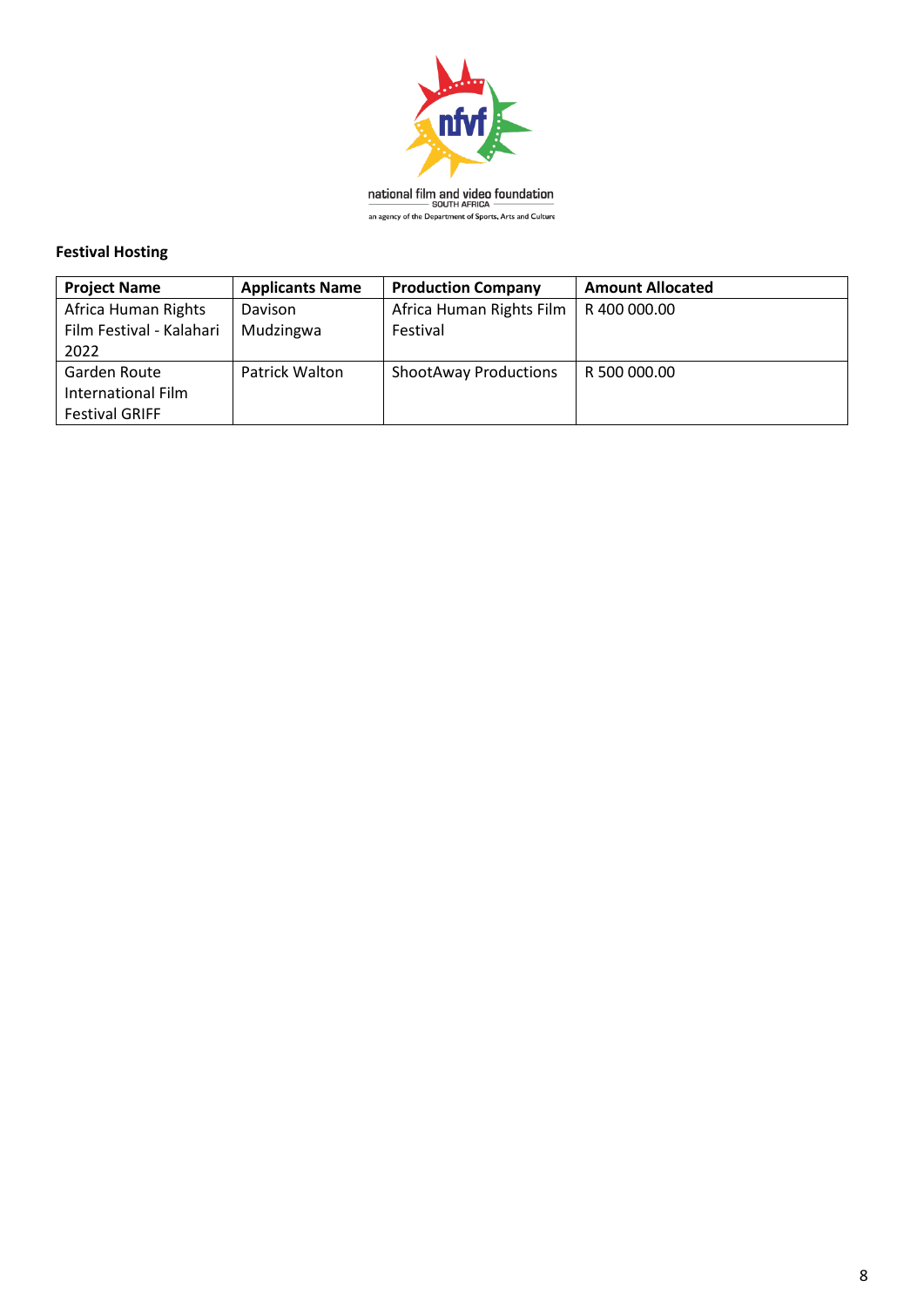national film and video foundation
SOUTH AFRICA
an agency of the Department of Sports, Arts and Culture

**Festival Hosting**

| Project Name | Applicants Name | Production Company | Amount Allocated |
| --- | --- | --- | --- |
| Africa Human Rights Film Festival - Kalahari 2022 | Davison Mudzingwa | Africa Human Rights Film Festival | R 400 000.00 |
| Garden Route International Film Festival GRIFF | Patrick Walton | ShootAway Productions | R 500 000.00 |